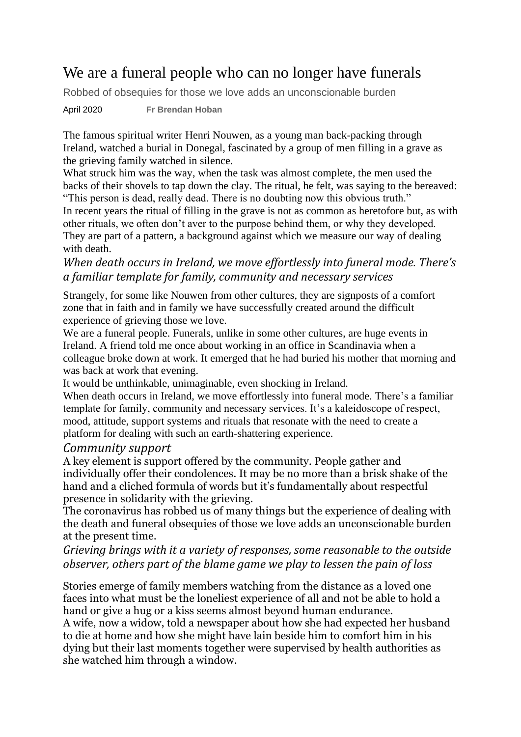# We are a funeral people who can no longer have funerals

Robbed of obsequies for those we love adds an unconscionable burden

April 2020 **Fr Brendan Hoban**

The famous spiritual writer Henri Nouwen, as a young man back-packing through Ireland, watched a burial in Donegal, fascinated by a group of men filling in a grave as the grieving family watched in silence.

What struck him was the way, when the task was almost complete, the men used the backs of their shovels to tap down the clay. The ritual, he felt, was saying to the bereaved: "This person is dead, really dead. There is no doubting now this obvious truth."

In recent years the ritual of filling in the grave is not as common as heretofore but, as with other rituals, we often don't aver to the purpose behind them, or why they developed. They are part of a pattern, a background against which we measure our way of dealing with death.

*When death occurs in Ireland, we move effortlessly into funeral mode. There's a familiar template for family, community and necessary services*

Strangely, for some like Nouwen from other cultures, they are signposts of a comfort zone that in faith and in family we have successfully created around the difficult experience of grieving those we love.

We are a funeral people. Funerals, unlike in some other cultures, are huge events in Ireland. A friend told me once about working in an office in Scandinavia when a colleague broke down at work. It emerged that he had buried his mother that morning and was back at work that evening.

It would be unthinkable, unimaginable, even shocking in Ireland.

When death occurs in Ireland, we move effortlessly into funeral mode. There's a familiar template for family, community and necessary services. It's a kaleidoscope of respect, mood, attitude, support systems and rituals that resonate with the need to create a platform for dealing with such an earth-shattering experience.

## *Community support*

A key element is support offered by the community. People gather and individually offer their condolences. It may be no more than a brisk shake of the hand and a cliched formula of words but it's fundamentally about respectful presence in solidarity with the grieving.

The coronavirus has robbed us of many things but the experience of dealing with the death and funeral obsequies of those we love adds an unconscionable burden at the present time.

*Grieving brings with it a variety of responses, some reasonable to the outside observer, others part of the blame game we play to lessen the pain of loss*

Stories emerge of family members watching from the distance as a loved one faces into what must be the loneliest experience of all and not be able to hold a hand or give a hug or a kiss seems almost beyond human endurance.

A wife, now a widow, told a newspaper about how she had expected her husband to die at home and how she might have lain beside him to comfort him in his dying but their last moments together were supervised by health authorities as she watched him through a window.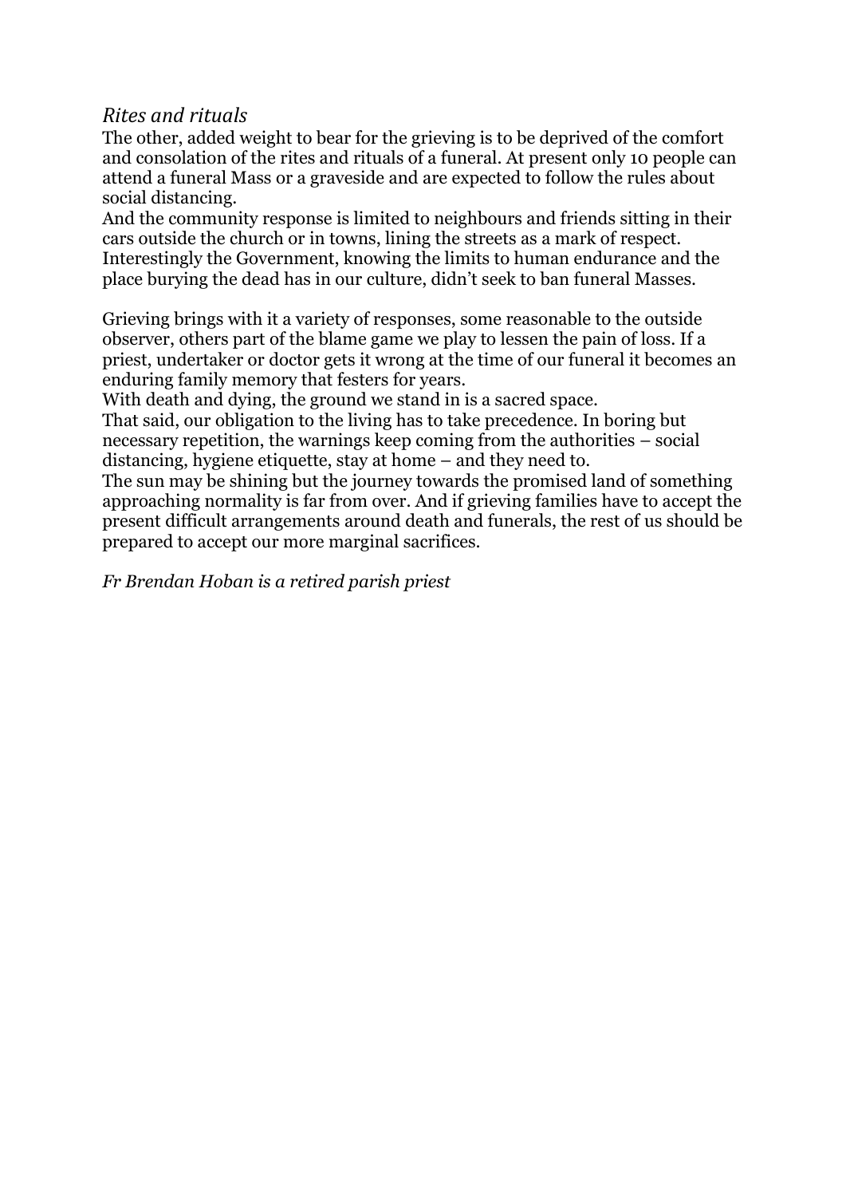*Rites and rituals*

The other, added weight to bear for the grieving is to be deprived of the comfort and consolation of the rites and rituals of a funeral. At present only 10 people can attend a funeral Mass or a graveside and are expected to follow the rules about social distancing.

And the community response is limited to neighbours and friends sitting in their cars outside the church or in towns, lining the streets as a mark of respect. Interestingly the Government, knowing the limits to human endurance and the place burying the dead has in our culture, didn't seek to ban funeral Masses.

Grieving brings with it a variety of responses, some reasonable to the outside observer, others part of the blame game we play to lessen the pain of loss. If a priest, undertaker or doctor gets it wrong at the time of our funeral it becomes an enduring family memory that festers for years.

With death and dying, the ground we stand in is a sacred space.

That said, our obligation to the living has to take precedence. In boring but necessary repetition, the warnings keep coming from the authorities – social distancing, hygiene etiquette, stay at home – and they need to.

The sun may be shining but the journey towards the promised land of something approaching normality is far from over. And if grieving families have to accept the present difficult arrangements around death and funerals, the rest of us should be prepared to accept our more marginal sacrifices.

*Fr Brendan Hoban is a retired parish priest*